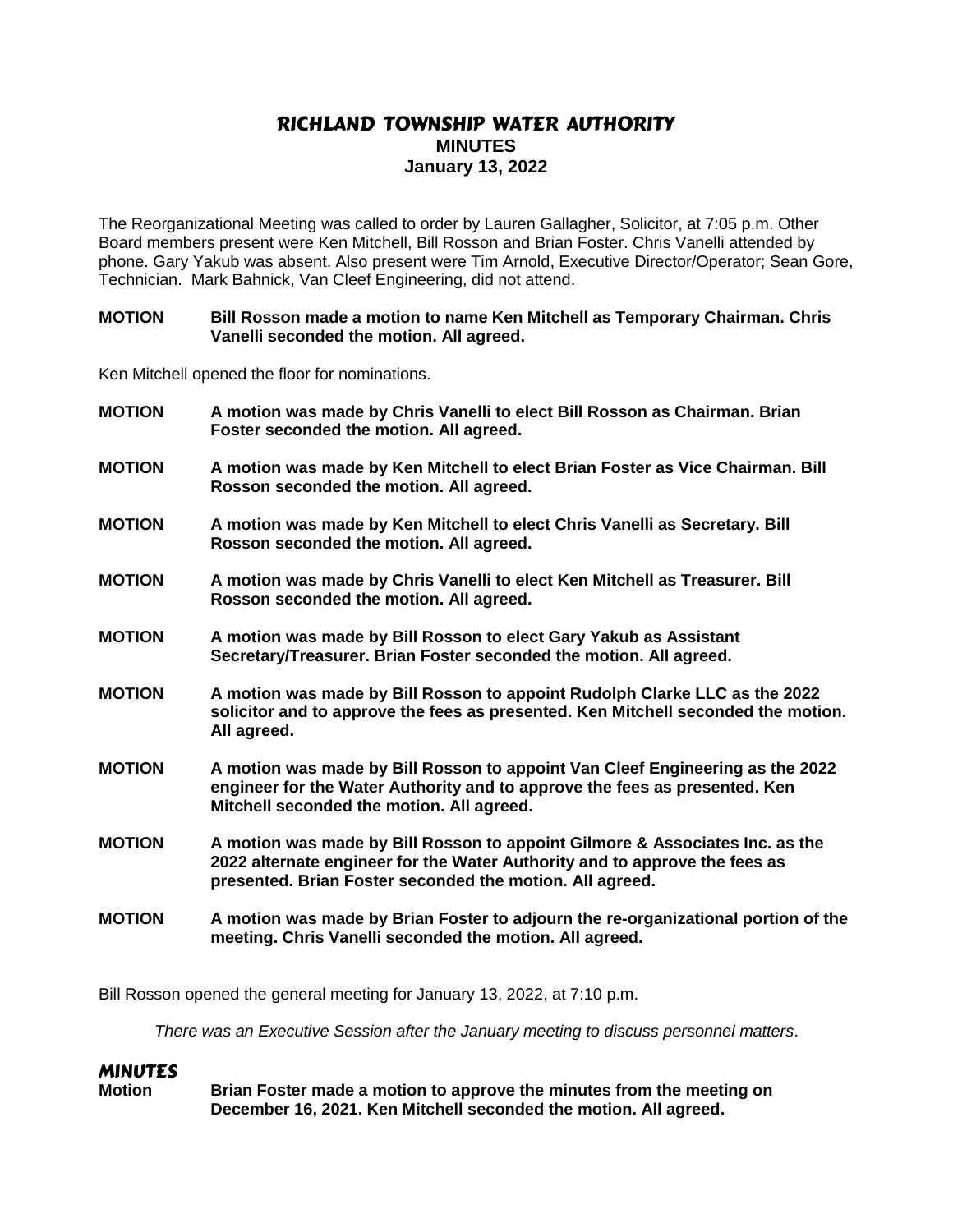# RICHLAND TOWNSHIP WATER AUTHORITY

## MINUTES

## January 13, 2022

The Reorganizational Meeting was called to order by Lauren Gallagher, Solicitor, at 7:05 p.m. Other Board members present were Ken Mitchell, Bill Rosson and Brian Foster. Chris Vanelli attended by phone. Gary Yakub was absent. Also present were Tim Arnold, Executive Director/Operator; Sean Gore, Technician. Mark Bahnick, Van Cleef Engineering, did not attend.

**MOTION** **Bill Rosson made a motion to name Ken Mitchell as Temporary Chairman. Chris Vanelli seconded the motion. All agreed.**

Ken Mitchell opened the floor for nominations.

**MOTION** **A motion was made by Chris Vanelli to elect Bill Rosson as Chairman. Brian Foster seconded the motion. All agreed.**

**MOTION** **A motion was made by Ken Mitchell to elect Brian Foster as Vice Chairman. Bill Rosson seconded the motion. All agreed.**

**MOTION** **A motion was made by Ken Mitchell to elect Chris Vanelli as Secretary. Bill Rosson seconded the motion. All agreed.**

**MOTION** **A motion was made by Chris Vanelli to elect Ken Mitchell as Treasurer. Bill Rosson seconded the motion. All agreed.**

**MOTION** **A motion was made by Bill Rosson to elect Gary Yakub as Assistant Secretary/Treasurer. Brian Foster seconded the motion. All agreed.**

**MOTION** **A motion was made by Bill Rosson to appoint Rudolph Clarke LLC as the 2022 solicitor and to approve the fees as presented. Ken Mitchell seconded the motion. All agreed.**

**MOTION** **A motion was made by Bill Rosson to appoint Van Cleef Engineering as the 2022 engineer for the Water Authority and to approve the fees as presented. Ken Mitchell seconded the motion. All agreed.**

**MOTION** **A motion was made by Bill Rosson to appoint Gilmore & Associates Inc. as the 2022 alternate engineer for the Water Authority and to approve the fees as presented. Brian Foster seconded the motion. All agreed.**

**MOTION** **A motion was made by Brian Foster to adjourn the re-organizational portion of the meeting. Chris Vanelli seconded the motion. All agreed.**

Bill Rosson opened the general meeting for January 13, 2022, at 7:10 p.m.

*There was an Executive Session after the January meeting to discuss personnel matters.*

### MINUTES

**Motion** **Brian Foster made a motion to approve the minutes from the meeting on December 16, 2021. Ken Mitchell seconded the motion. All agreed.**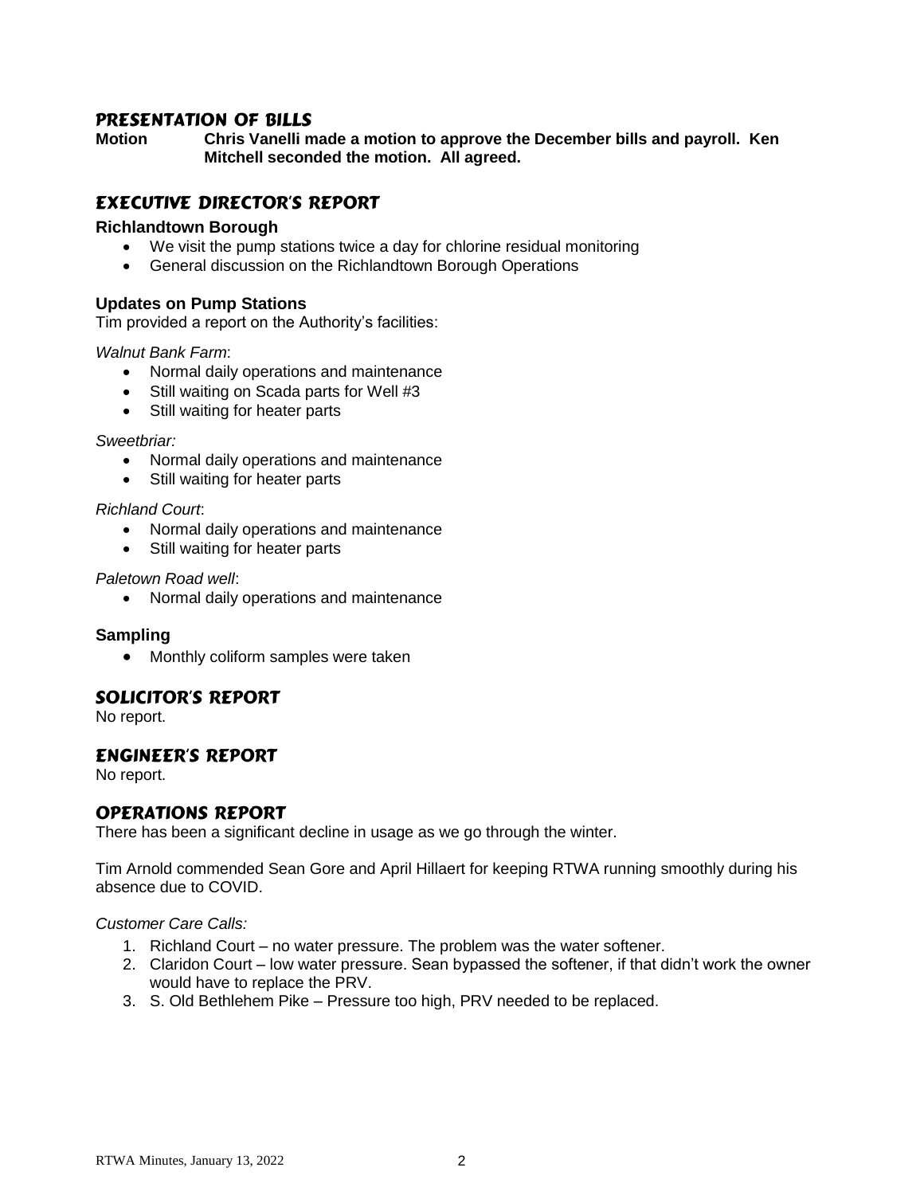## PRESENTATION OF BILLS

**Motion** **Chris Vanelli made a motion to approve the December bills and payroll. Ken Mitchell seconded the motion. All agreed.**

## EXECUTIVE DIRECTOR'S REPORT

**Richlandtown Borough**

- We visit the pump stations twice a day for chlorine residual monitoring
- General discussion on the Richlandtown Borough Operations

**Updates on Pump Stations**

Tim provided a report on the Authority's facilities:

*Walnut Bank Farm*:

- Normal daily operations and maintenance
- Still waiting on Scada parts for Well #3
- Still waiting for heater parts

*Sweetbriar:*

- Normal daily operations and maintenance
- Still waiting for heater parts

*Richland Court*:

- Normal daily operations and maintenance
- Still waiting for heater parts

*Paletown Road well*:

- Normal daily operations and maintenance

**Sampling**

- Monthly coliform samples were taken

## SOLICITOR'S REPORT

No report.

## ENGINEER'S REPORT

No report.

## OPERATIONS REPORT

There has been a significant decline in usage as we go through the winter.

Tim Arnold commended Sean Gore and April Hillaert for keeping RTWA running smoothly during his absence due to COVID.

*Customer Care Calls:*

1. Richland Court – no water pressure. The problem was the water softener.
2. Claridon Court – low water pressure. Sean bypassed the softener, if that didn't work the owner would have to replace the PRV.
3. S. Old Bethlehem Pike – Pressure too high, PRV needed to be replaced.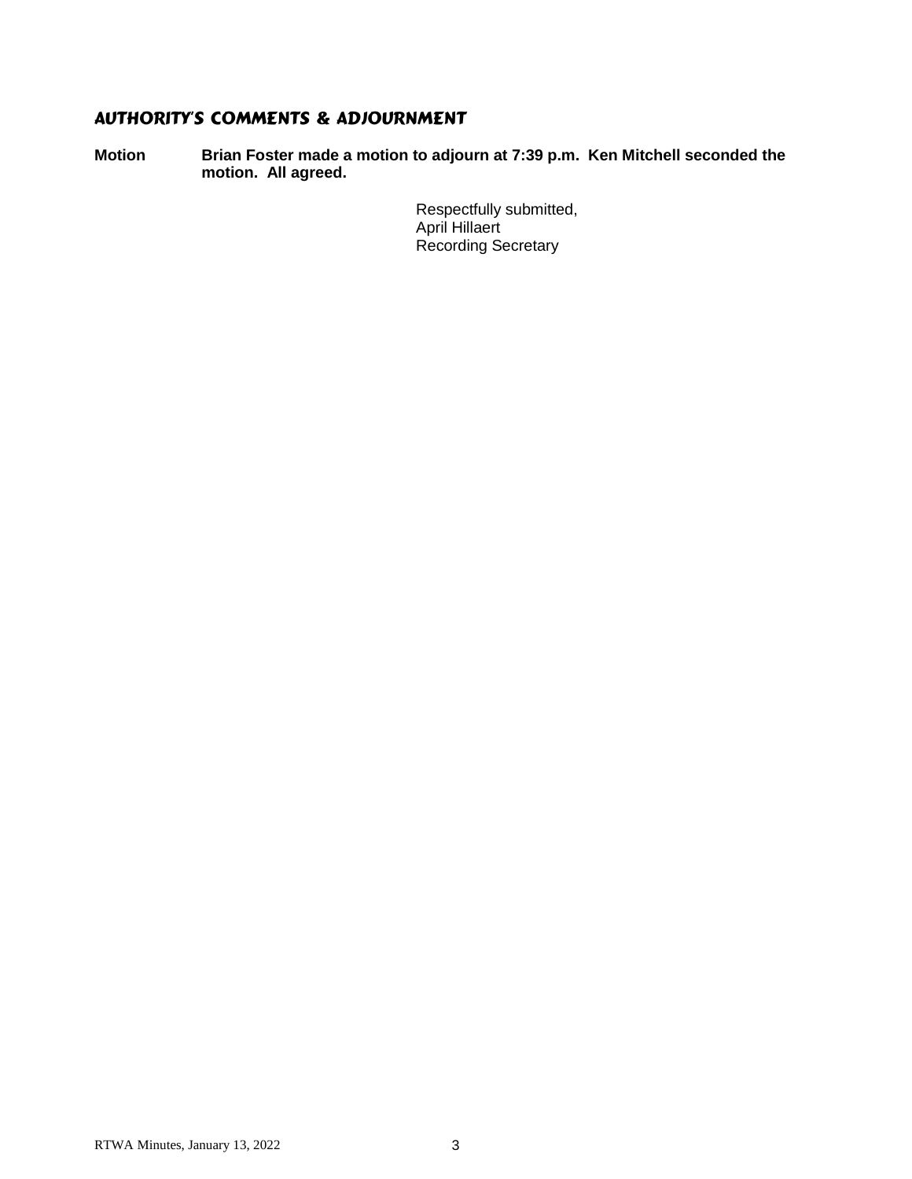## AUTHORITY'S COMMENTS & ADJOURNMENT

**Motion** **Brian Foster made a motion to adjourn at 7:39 p.m. Ken Mitchell seconded the motion. All agreed.**

Respectfully submitted,
April Hillaert
Recording Secretary